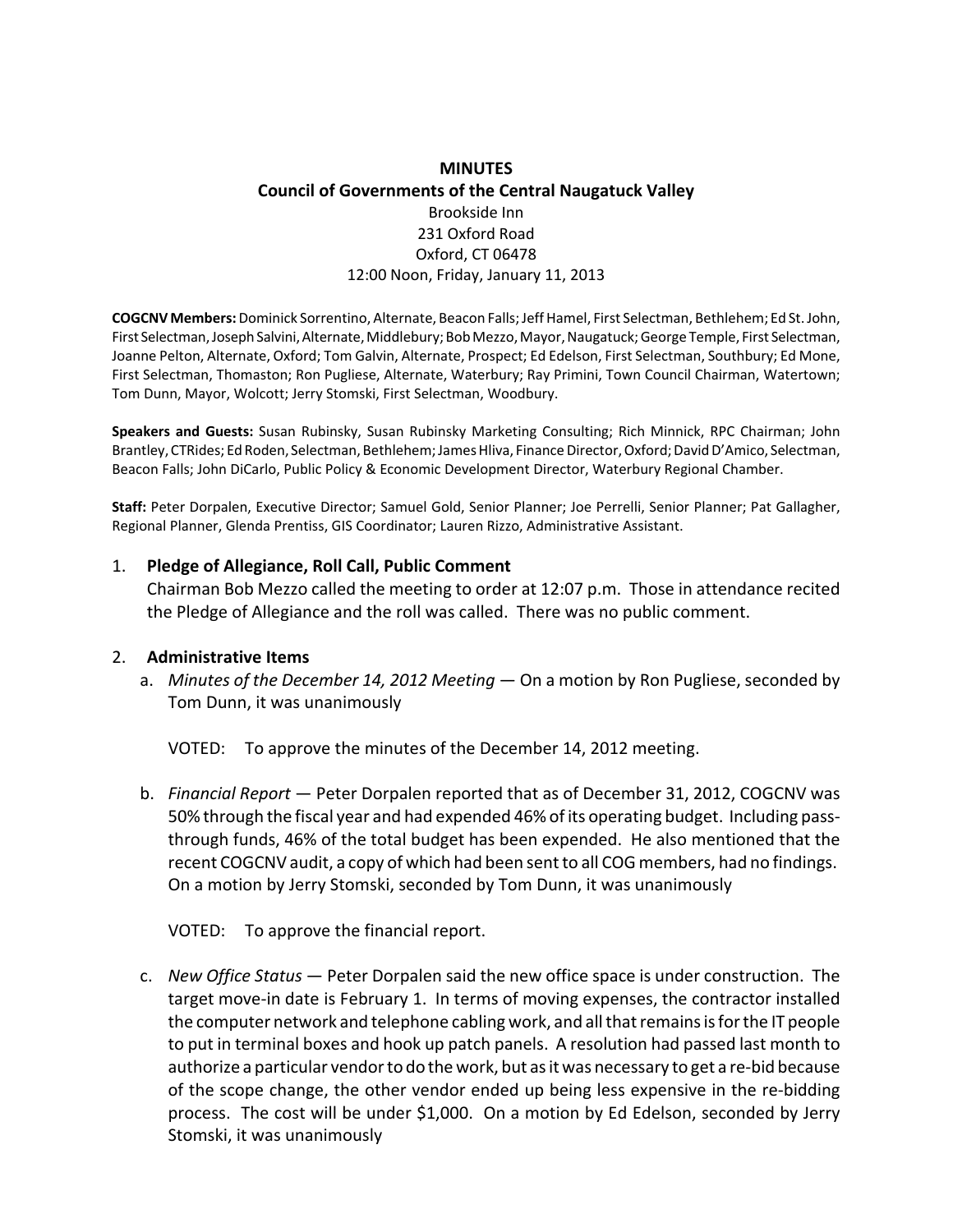**MINUTES**
**Council of Governments of the Central Naugatuck Valley**
Brookside Inn
231 Oxford Road
Oxford, CT 06478
12:00 Noon, Friday, January 11, 2013

**COGCNV Members:** Dominick Sorrentino, Alternate, Beacon Falls; Jeff Hamel, First Selectman, Bethlehem; Ed St. John, First Selectman, Joseph Salvini, Alternate, Middlebury; Bob Mezzo, Mayor, Naugatuck; George Temple, First Selectman, Joanne Pelton, Alternate, Oxford; Tom Galvin, Alternate, Prospect; Ed Edelson, First Selectman, Southbury; Ed Mone, First Selectman, Thomaston; Ron Pugliese, Alternate, Waterbury; Ray Primini, Town Council Chairman, Watertown; Tom Dunn, Mayor, Wolcott; Jerry Stomski, First Selectman, Woodbury.

**Speakers and Guests:** Susan Rubinsky, Susan Rubinsky Marketing Consulting; Rich Minnick, RPC Chairman; John Brantley, CTRides; Ed Roden, Selectman, Bethlehem; James Hliva, Finance Director, Oxford; David D'Amico, Selectman, Beacon Falls; John DiCarlo, Public Policy & Economic Development Director, Waterbury Regional Chamber.

**Staff:** Peter Dorpalen, Executive Director; Samuel Gold, Senior Planner; Joe Perrelli, Senior Planner; Pat Gallagher, Regional Planner, Glenda Prentiss, GIS Coordinator; Lauren Rizzo, Administrative Assistant.

1. **Pledge of Allegiance, Roll Call, Public Comment**
   Chairman Bob Mezzo called the meeting to order at 12:07 p.m. Those in attendance recited the Pledge of Allegiance and the roll was called. There was no public comment.

2. **Administrative Items**
   a. *Minutes of the December 14, 2012 Meeting* — On a motion by Ron Pugliese, seconded by Tom Dunn, it was unanimously

      VOTED: To approve the minutes of the December 14, 2012 meeting.

   b. *Financial Report* — Peter Dorpalen reported that as of December 31, 2012, COGCNV was 50% through the fiscal year and had expended 46% of its operating budget. Including pass-through funds, 46% of the total budget has been expended. He also mentioned that the recent COGCNV audit, a copy of which had been sent to all COG members, had no findings. On a motion by Jerry Stomski, seconded by Tom Dunn, it was unanimously

      VOTED: To approve the financial report.

   c. *New Office Status* — Peter Dorpalen said the new office space is under construction. The target move-in date is February 1. In terms of moving expenses, the contractor installed the computer network and telephone cabling work, and all that remains is for the IT people to put in terminal boxes and hook up patch panels. A resolution had passed last month to authorize a particular vendor to do the work, but as it was necessary to get a re-bid because of the scope change, the other vendor ended up being less expensive in the re-bidding process. The cost will be under $1,000. On a motion by Ed Edelson, seconded by Jerry Stomski, it was unanimously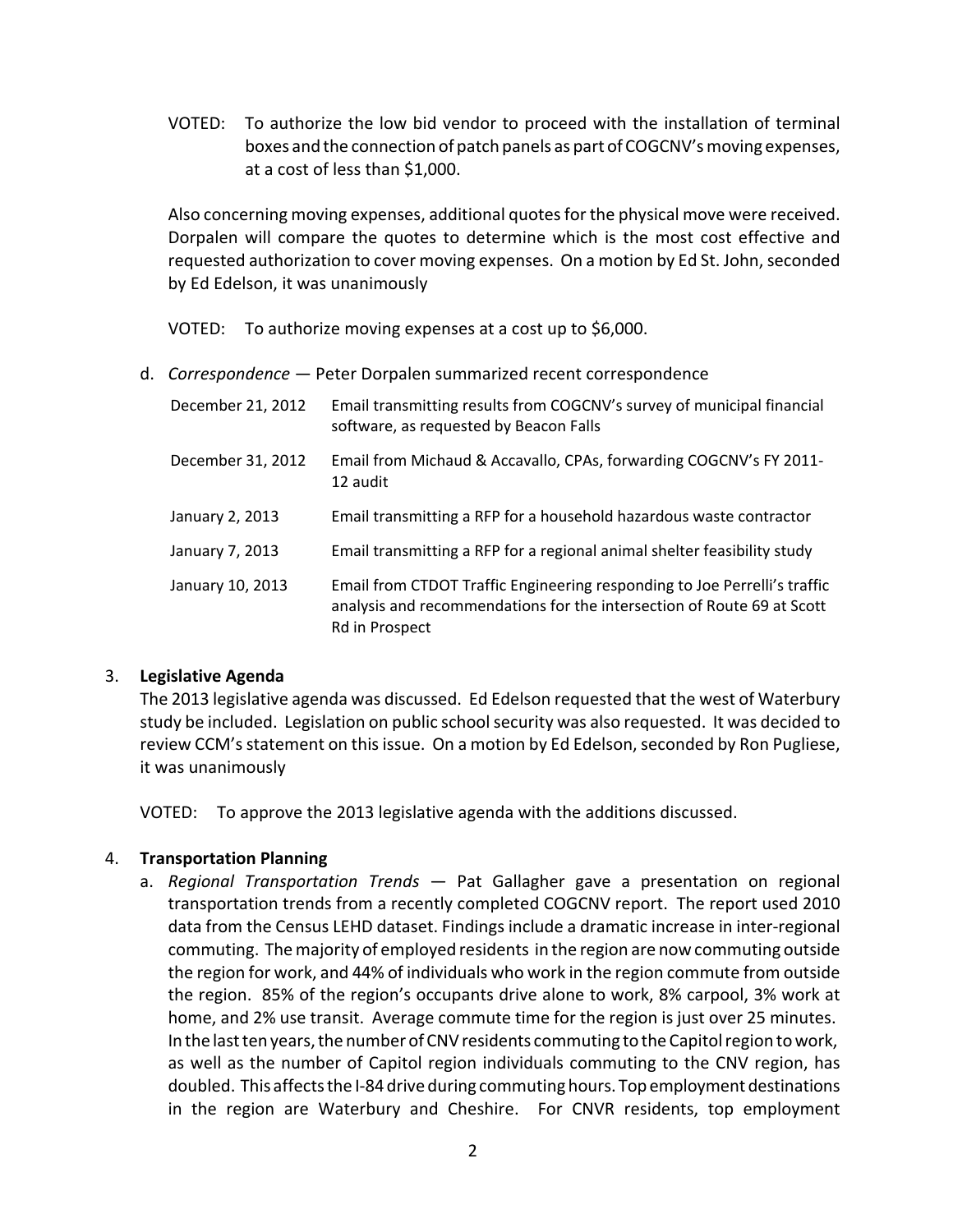VOTED: To authorize the low bid vendor to proceed with the installation of terminal boxes and the connection of patch panels as part of COGCNV's moving expenses, at a cost of less than $1,000.

Also concerning moving expenses, additional quotes for the physical move were received. Dorpalen will compare the quotes to determine which is the most cost effective and requested authorization to cover moving expenses. On a motion by Ed St. John, seconded by Ed Edelson, it was unanimously

VOTED: To authorize moving expenses at a cost up to $6,000.

d. *Correspondence* — Peter Dorpalen summarized recent correspondence

| | |
|---|---|
| December 21, 2012 | Email transmitting results from COGCNV's survey of municipal financial software, as requested by Beacon Falls |
| December 31, 2012 | Email from Michaud & Accavallo, CPAs, forwarding COGCNV's FY 2011-12 audit |
| January 2, 2013 | Email transmitting a RFP for a household hazardous waste contractor |
| January 7, 2013 | Email transmitting a RFP for a regional animal shelter feasibility study |
| January 10, 2013 | Email from CTDOT Traffic Engineering responding to Joe Perrelli's traffic analysis and recommendations for the intersection of Route 69 at Scott Rd in Prospect |

3. **Legislative Agenda**

The 2013 legislative agenda was discussed. Ed Edelson requested that the west of Waterbury study be included. Legislation on public school security was also requested. It was decided to review CCM's statement on this issue. On a motion by Ed Edelson, seconded by Ron Pugliese, it was unanimously

VOTED: To approve the 2013 legislative agenda with the additions discussed.

4. **Transportation Planning**

a. *Regional Transportation Trends* — Pat Gallagher gave a presentation on regional transportation trends from a recently completed COGCNV report. The report used 2010 data from the Census LEHD dataset. Findings include a dramatic increase in inter-regional commuting. The majority of employed residents in the region are now commuting outside the region for work, and 44% of individuals who work in the region commute from outside the region. 85% of the region's occupants drive alone to work, 8% carpool, 3% work at home, and 2% use transit. Average commute time for the region is just over 25 minutes. In the last ten years, the number of CNV residents commuting to the Capitol region to work, as well as the number of Capitol region individuals commuting to the CNV region, has doubled. This affects the I-84 drive during commuting hours. Top employment destinations in the region are Waterbury and Cheshire. For CNVR residents, top employment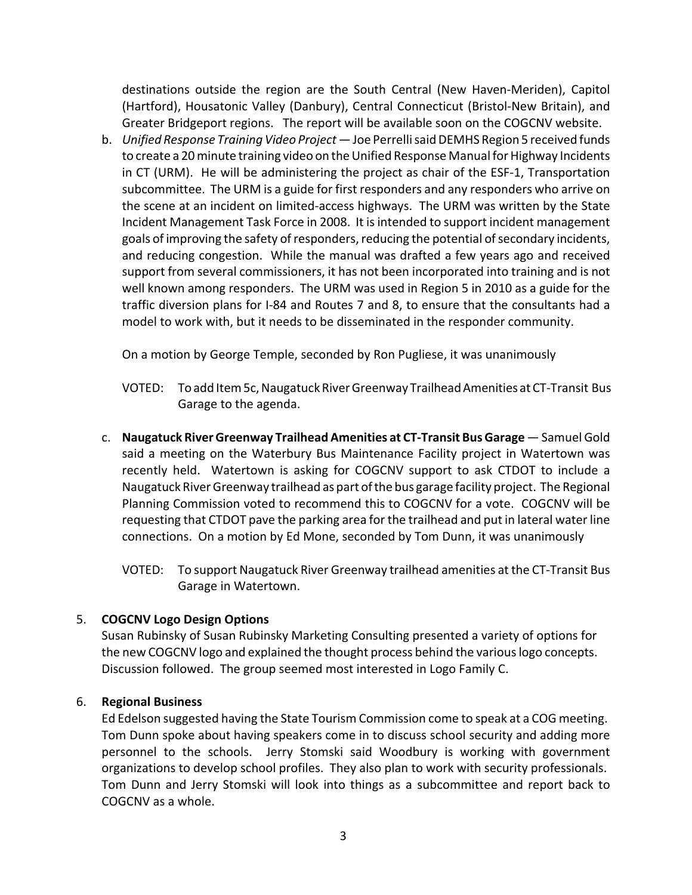destinations outside the region are the South Central (New Haven-Meriden), Capitol (Hartford), Housatonic Valley (Danbury), Central Connecticut (Bristol-New Britain), and Greater Bridgeport regions. The report will be available soon on the COGCNV website.

b. *Unified Response Training Video Project* — Joe Perrelli said DEMHS Region 5 received funds to create a 20 minute training video on the Unified Response Manual for Highway Incidents in CT (URM). He will be administering the project as chair of the ESF-1, Transportation subcommittee. The URM is a guide for first responders and any responders who arrive on the scene at an incident on limited-access highways. The URM was written by the State Incident Management Task Force in 2008. It is intended to support incident management goals of improving the safety of responders, reducing the potential of secondary incidents, and reducing congestion. While the manual was drafted a few years ago and received support from several commissioners, it has not been incorporated into training and is not well known among responders. The URM was used in Region 5 in 2010 as a guide for the traffic diversion plans for I-84 and Routes 7 and 8, to ensure that the consultants had a model to work with, but it needs to be disseminated in the responder community.

   On a motion by George Temple, seconded by Ron Pugliese, it was unanimously

   VOTED: To add Item 5c, Naugatuck River Greenway Trailhead Amenities at CT-Transit Bus Garage to the agenda.

c. **Naugatuck River Greenway Trailhead Amenities at CT-Transit Bus Garage** — Samuel Gold said a meeting on the Waterbury Bus Maintenance Facility project in Watertown was recently held. Watertown is asking for COGCNV support to ask CTDOT to include a Naugatuck River Greenway trailhead as part of the bus garage facility project. The Regional Planning Commission voted to recommend this to COGCNV for a vote. COGCNV will be requesting that CTDOT pave the parking area for the trailhead and put in lateral water line connections. On a motion by Ed Mone, seconded by Tom Dunn, it was unanimously

   VOTED: To support Naugatuck River Greenway trailhead amenities at the CT-Transit Bus Garage in Watertown.

5. **COGCNV Logo Design Options**

   Susan Rubinsky of Susan Rubinsky Marketing Consulting presented a variety of options for the new COGCNV logo and explained the thought process behind the various logo concepts. Discussion followed. The group seemed most interested in Logo Family C.

6. **Regional Business**

   Ed Edelson suggested having the State Tourism Commission come to speak at a COG meeting. Tom Dunn spoke about having speakers come in to discuss school security and adding more personnel to the schools. Jerry Stomski said Woodbury is working with government organizations to develop school profiles. They also plan to work with security professionals. Tom Dunn and Jerry Stomski will look into things as a subcommittee and report back to COGCNV as a whole.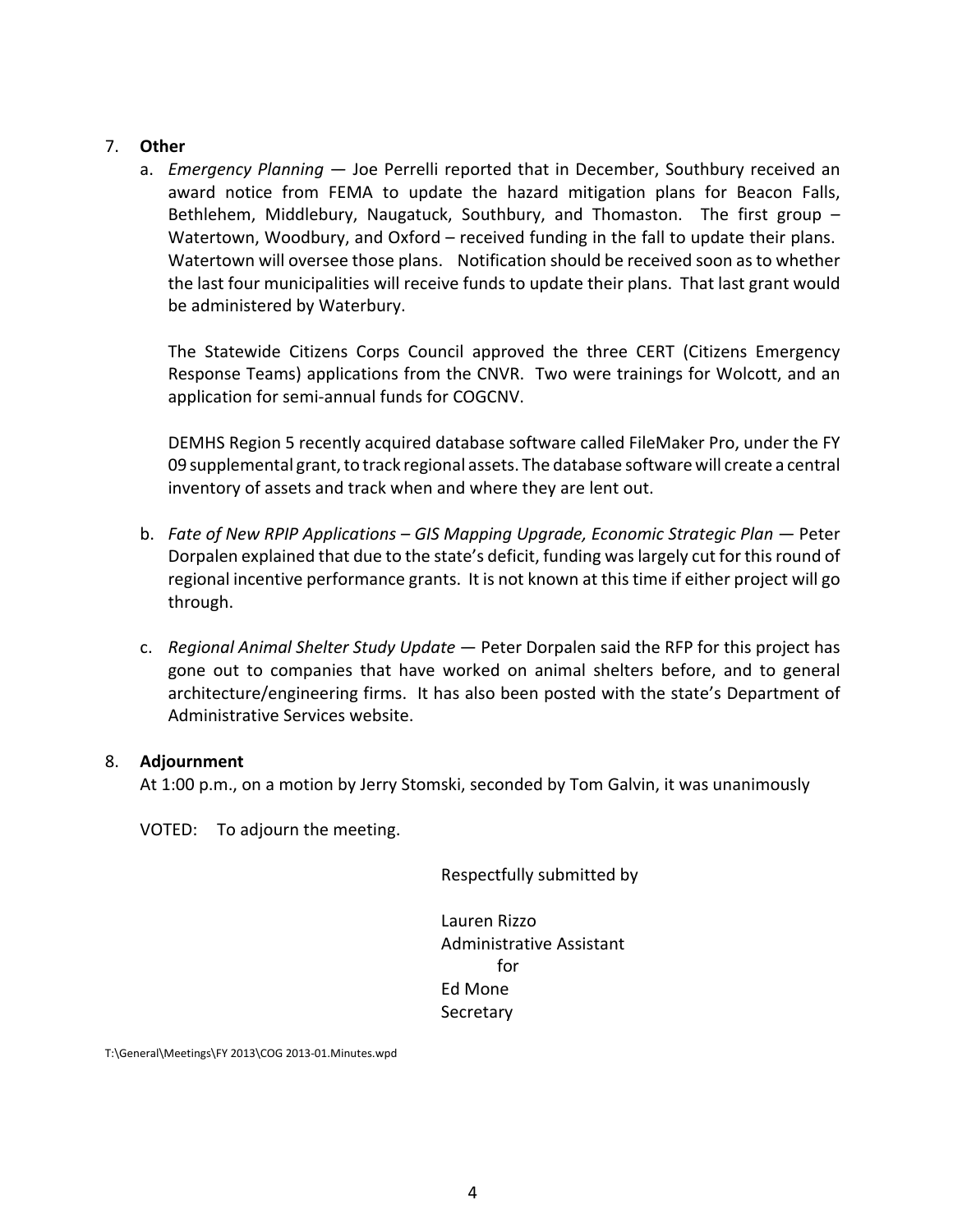7. **Other**

   a. *Emergency Planning* — Joe Perrelli reported that in December, Southbury received an award notice from FEMA to update the hazard mitigation plans for Beacon Falls, Bethlehem, Middlebury, Naugatuck, Southbury, and Thomaston. The first group – Watertown, Woodbury, and Oxford – received funding in the fall to update their plans. Watertown will oversee those plans. Notification should be received soon as to whether the last four municipalities will receive funds to update their plans. That last grant would be administered by Waterbury.

      The Statewide Citizens Corps Council approved the three CERT (Citizens Emergency Response Teams) applications from the CNVR. Two were trainings for Wolcott, and an application for semi-annual funds for COGCNV.

      DEMHS Region 5 recently acquired database software called FileMaker Pro, under the FY 09 supplemental grant, to track regional assets. The database software will create a central inventory of assets and track when and where they are lent out.

   b. *Fate of New RPIP Applications – GIS Mapping Upgrade, Economic Strategic Plan* — Peter Dorpalen explained that due to the state's deficit, funding was largely cut for this round of regional incentive performance grants. It is not known at this time if either project will go through.

   c. *Regional Animal Shelter Study Update* — Peter Dorpalen said the RFP for this project has gone out to companies that have worked on animal shelters before, and to general architecture/engineering firms. It has also been posted with the state's Department of Administrative Services website.

8. **Adjournment**

   At 1:00 p.m., on a motion by Jerry Stomski, seconded by Tom Galvin, it was unanimously

   VOTED: To adjourn the meeting.

Respectfully submitted by

Lauren Rizzo
Administrative Assistant
for
Ed Mone
Secretary

T:\General\Meetings\FY 2013\COG 2013-01.Minutes.wpd